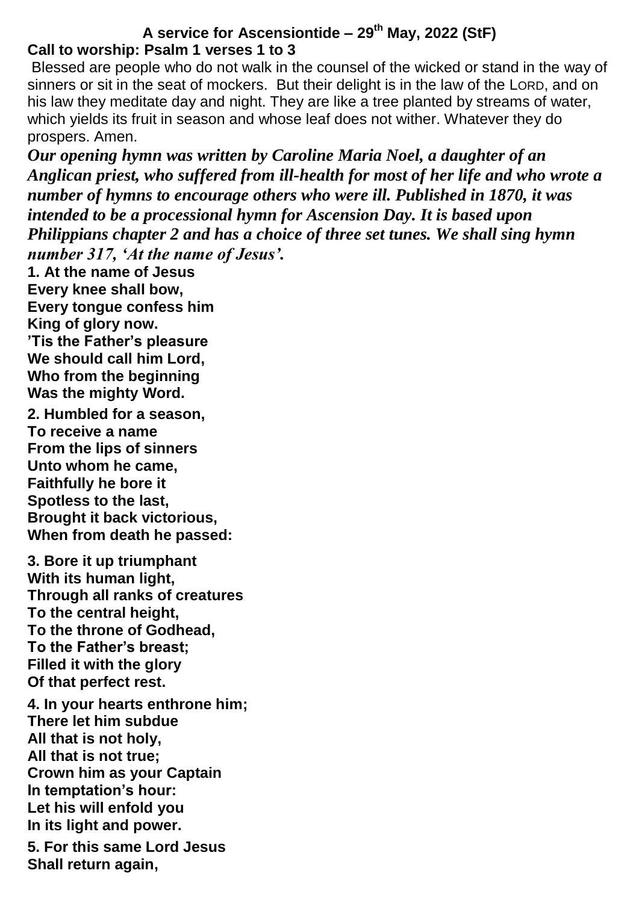# A service for Ascensiontide – 29th May, 2022 (StF)

**Call to worship: Psalm 1 verses 1 to 3**

Blessed are people who do not walk in the counsel of the wicked or stand in the way of sinners or sit in the seat of mockers. But their delight is in the law of the LORD, and on his law they meditate day and night. They are like a tree planted by streams of water, which yields its fruit in season and whose leaf does not wither. Whatever they do prospers. Amen.

***Our opening hymn was written by Caroline Maria Noel, a daughter of an Anglican priest, who suffered from ill-health for most of her life and who wrote a number of hymns to encourage others who were ill. Published in 1870, it was intended to be a processional hymn for Ascension Day. It is based upon Philippians chapter 2 and has a choice of three set tunes. We shall sing hymn number 317, 'At the name of Jesus'.***

**1. At the name of Jesus**
**Every knee shall bow,**
**Every tongue confess him**
**King of glory now.**
**'Tis the Father's pleasure**
**We should call him Lord,**
**Who from the beginning**
**Was the mighty Word.**

**2. Humbled for a season,**
**To receive a name**
**From the lips of sinners**
**Unto whom he came,**
**Faithfully he bore it**
**Spotless to the last,**
**Brought it back victorious,**
**When from death he passed:**

**3. Bore it up triumphant**
**With its human light,**
**Through all ranks of creatures**
**To the central height,**
**To the throne of Godhead,**
**To the Father's breast;**
**Filled it with the glory**
**Of that perfect rest.**

**4. In your hearts enthrone him;**
**There let him subdue**
**All that is not holy,**
**All that is not true;**
**Crown him as your Captain**
**In temptation's hour:**
**Let his will enfold you**
**In its light and power.**

**5. For this same Lord Jesus**
**Shall return again,**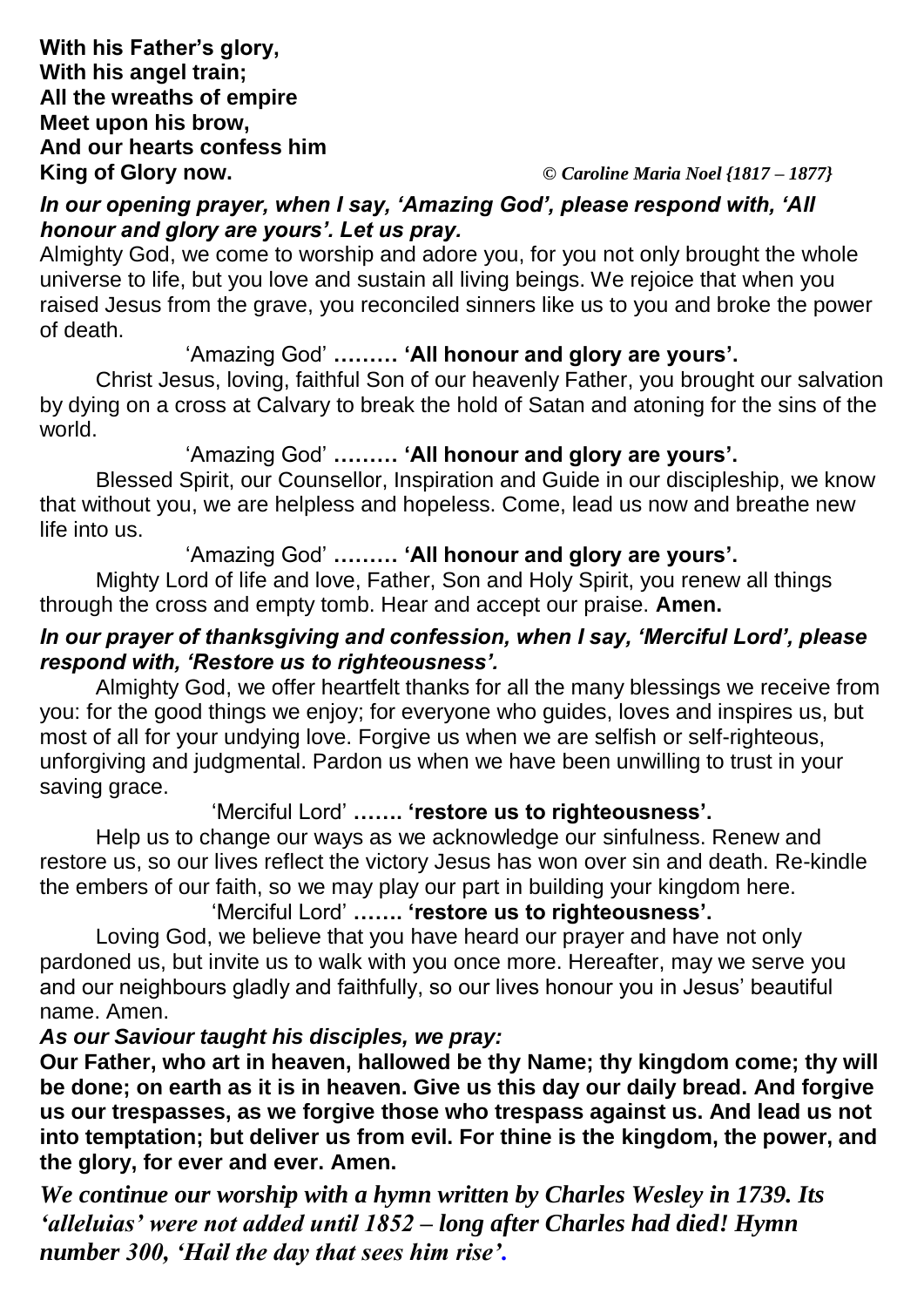**With his Father's glory,**
**With his angel train;**
**All the wreaths of empire**
**Meet upon his brow,**
**And our hearts confess him**
**King of Glory now.** *© Caroline Maria Noel {1817 – 1877}*

***In our opening prayer, when I say, 'Amazing God', please respond with, 'All honour and glory are yours'. Let us pray.***

Almighty God, we come to worship and adore you, for you not only brought the whole universe to life, but you love and sustain all living beings. We rejoice that when you raised Jesus from the grave, you reconciled sinners like us to you and broke the power of death.

'Amazing God' **……… 'All honour and glory are yours'.**

Christ Jesus, loving, faithful Son of our heavenly Father, you brought our salvation by dying on a cross at Calvary to break the hold of Satan and atoning for the sins of the world.

'Amazing God' **……… 'All honour and glory are yours'.**

Blessed Spirit, our Counsellor, Inspiration and Guide in our discipleship, we know that without you, we are helpless and hopeless. Come, lead us now and breathe new life into us.

'Amazing God' **……… 'All honour and glory are yours'.**

Mighty Lord of life and love, Father, Son and Holy Spirit, you renew all things through the cross and empty tomb. Hear and accept our praise. **Amen.**

***In our prayer of thanksgiving and confession, when I say, 'Merciful Lord', please respond with, 'Restore us to righteousness'.***

Almighty God, we offer heartfelt thanks for all the many blessings we receive from you: for the good things we enjoy; for everyone who guides, loves and inspires us, but most of all for your undying love. Forgive us when we are selfish or self-righteous, unforgiving and judgmental. Pardon us when we have been unwilling to trust in your saving grace.

'Merciful Lord' **……. 'restore us to righteousness'.**

Help us to change our ways as we acknowledge our sinfulness. Renew and restore us, so our lives reflect the victory Jesus has won over sin and death. Re-kindle the embers of our faith, so we may play our part in building your kingdom here.

'Merciful Lord' **……. 'restore us to righteousness'.**

Loving God, we believe that you have heard our prayer and have not only pardoned us, but invite us to walk with you once more. Hereafter, may we serve you and our neighbours gladly and faithfully, so our lives honour you in Jesus' beautiful name. Amen.

***As our Saviour taught his disciples, we pray:***

**Our Father, who art in heaven, hallowed be thy Name; thy kingdom come; thy will be done; on earth as it is in heaven. Give us this day our daily bread. And forgive us our trespasses, as we forgive those who trespass against us. And lead us not into temptation; but deliver us from evil. For thine is the kingdom, the power, and the glory, for ever and ever. Amen.**

***We continue our worship with a hymn written by Charles Wesley in 1739. Its 'alleluias' were not added until 1852 – long after Charles had died! Hymn number 300, 'Hail the day that sees him rise'.***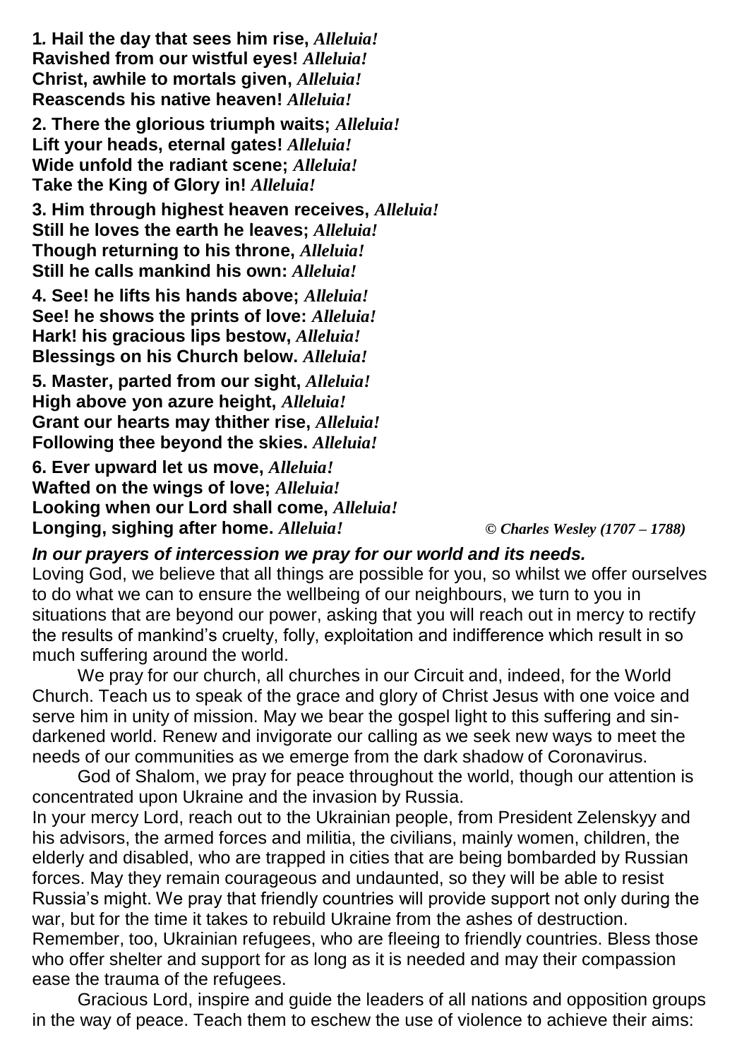**1. Hail the day that sees him rise,** ***Alleluia!***
**Ravished from our wistful eyes!** ***Alleluia!***
**Christ, awhile to mortals given,** ***Alleluia!***
**Reascends his native heaven!** ***Alleluia!***

**2. There the glorious triumph waits;** ***Alleluia!***
**Lift your heads, eternal gates!** ***Alleluia!***
**Wide unfold the radiant scene;** ***Alleluia!***
**Take the King of Glory in!** ***Alleluia!***

**3. Him through highest heaven receives,** ***Alleluia!***
**Still he loves the earth he leaves;** ***Alleluia!***
**Though returning to his throne,** ***Alleluia!***
**Still he calls mankind his own:** ***Alleluia!***

**4. See! he lifts his hands above;** ***Alleluia!***
**See! he shows the prints of love:** ***Alleluia!***
**Hark! his gracious lips bestow,** ***Alleluia!***
**Blessings on his Church below.** ***Alleluia!***

**5. Master, parted from our sight,** ***Alleluia!***
**High above yon azure height,** ***Alleluia!***
**Grant our hearts may thither rise,** ***Alleluia!***
**Following thee beyond the skies.** ***Alleluia!***

**6. Ever upward let us move,** ***Alleluia!***
**Wafted on the wings of love;** ***Alleluia!***
**Looking when our Lord shall come,** ***Alleluia!***
**Longing, sighing after home.** ***Alleluia!*** *© Charles Wesley (1707 – 1788)*

***In our prayers of intercession we pray for our world and its needs.***

Loving God, we believe that all things are possible for you, so whilst we offer ourselves to do what we can to ensure the wellbeing of our neighbours, we turn to you in situations that are beyond our power, asking that you will reach out in mercy to rectify the results of mankind's cruelty, folly, exploitation and indifference which result in so much suffering around the world.

We pray for our church, all churches in our Circuit and, indeed, for the World Church. Teach us to speak of the grace and glory of Christ Jesus with one voice and serve him in unity of mission. May we bear the gospel light to this suffering and sin-darkened world. Renew and invigorate our calling as we seek new ways to meet the needs of our communities as we emerge from the dark shadow of Coronavirus.

God of Shalom, we pray for peace throughout the world, though our attention is concentrated upon Ukraine and the invasion by Russia.
In your mercy Lord, reach out to the Ukrainian people, from President Zelenskyy and his advisors, the armed forces and militia, the civilians, mainly women, children, the elderly and disabled, who are trapped in cities that are being bombarded by Russian forces. May they remain courageous and undaunted, so they will be able to resist Russia's might. We pray that friendly countries will provide support not only during the war, but for the time it takes to rebuild Ukraine from the ashes of destruction. Remember, too, Ukrainian refugees, who are fleeing to friendly countries. Bless those who offer shelter and support for as long as it is needed and may their compassion ease the trauma of the refugees.

Gracious Lord, inspire and guide the leaders of all nations and opposition groups in the way of peace. Teach them to eschew the use of violence to achieve their aims: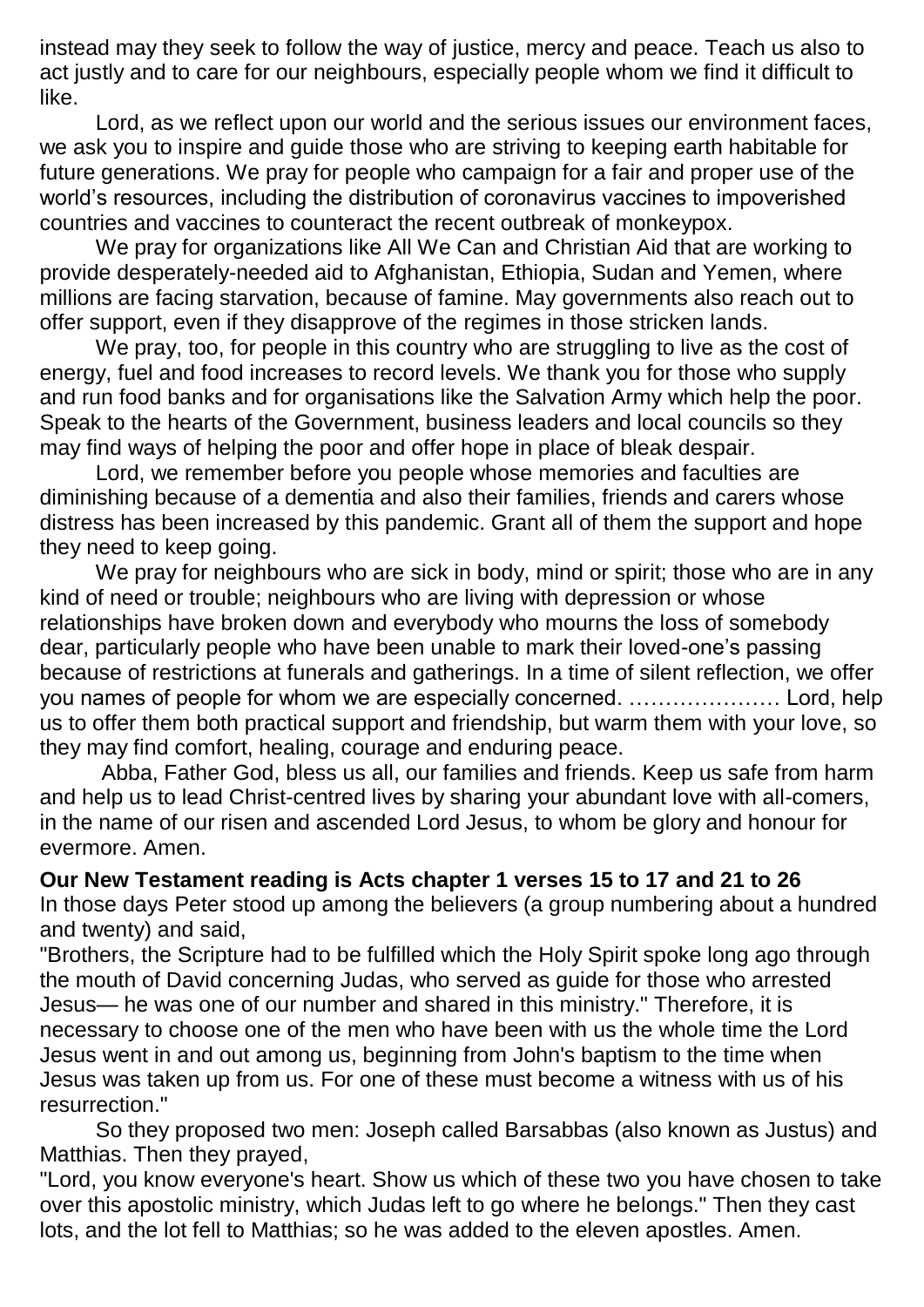instead may they seek to follow the way of justice, mercy and peace. Teach us also to act justly and to care for our neighbours, especially people whom we find it difficult to like.

Lord, as we reflect upon our world and the serious issues our environment faces, we ask you to inspire and guide those who are striving to keeping earth habitable for future generations. We pray for people who campaign for a fair and proper use of the world's resources, including the distribution of coronavirus vaccines to impoverished countries and vaccines to counteract the recent outbreak of monkeypox.

We pray for organizations like All We Can and Christian Aid that are working to provide desperately-needed aid to Afghanistan, Ethiopia, Sudan and Yemen, where millions are facing starvation, because of famine. May governments also reach out to offer support, even if they disapprove of the regimes in those stricken lands.

We pray, too, for people in this country who are struggling to live as the cost of energy, fuel and food increases to record levels. We thank you for those who supply and run food banks and for organisations like the Salvation Army which help the poor. Speak to the hearts of the Government, business leaders and local councils so they may find ways of helping the poor and offer hope in place of bleak despair.

Lord, we remember before you people whose memories and faculties are diminishing because of a dementia and also their families, friends and carers whose distress has been increased by this pandemic. Grant all of them the support and hope they need to keep going.

We pray for neighbours who are sick in body, mind or spirit; those who are in any kind of need or trouble; neighbours who are living with depression or whose relationships have broken down and everybody who mourns the loss of somebody dear, particularly people who have been unable to mark their loved-one's passing because of restrictions at funerals and gatherings. In a time of silent reflection, we offer you names of people for whom we are especially concerned. ………………… Lord, help us to offer them both practical support and friendship, but warm them with your love, so they may find comfort, healing, courage and enduring peace.

Abba, Father God, bless us all, our families and friends. Keep us safe from harm and help us to lead Christ-centred lives by sharing your abundant love with all-comers, in the name of our risen and ascended Lord Jesus, to whom be glory and honour for evermore. Amen.

**Our New Testament reading is Acts chapter 1 verses 15 to 17 and 21 to 26**

In those days Peter stood up among the believers (a group numbering about a hundred and twenty) and said,

"Brothers, the Scripture had to be fulfilled which the Holy Spirit spoke long ago through the mouth of David concerning Judas, who served as guide for those who arrested Jesus— he was one of our number and shared in this ministry." Therefore, it is necessary to choose one of the men who have been with us the whole time the Lord Jesus went in and out among us, beginning from John's baptism to the time when Jesus was taken up from us. For one of these must become a witness with us of his resurrection."

So they proposed two men: Joseph called Barsabbas (also known as Justus) and Matthias. Then they prayed,

"Lord, you know everyone's heart. Show us which of these two you have chosen to take over this apostolic ministry, which Judas left to go where he belongs." Then they cast lots, and the lot fell to Matthias; so he was added to the eleven apostles. Amen.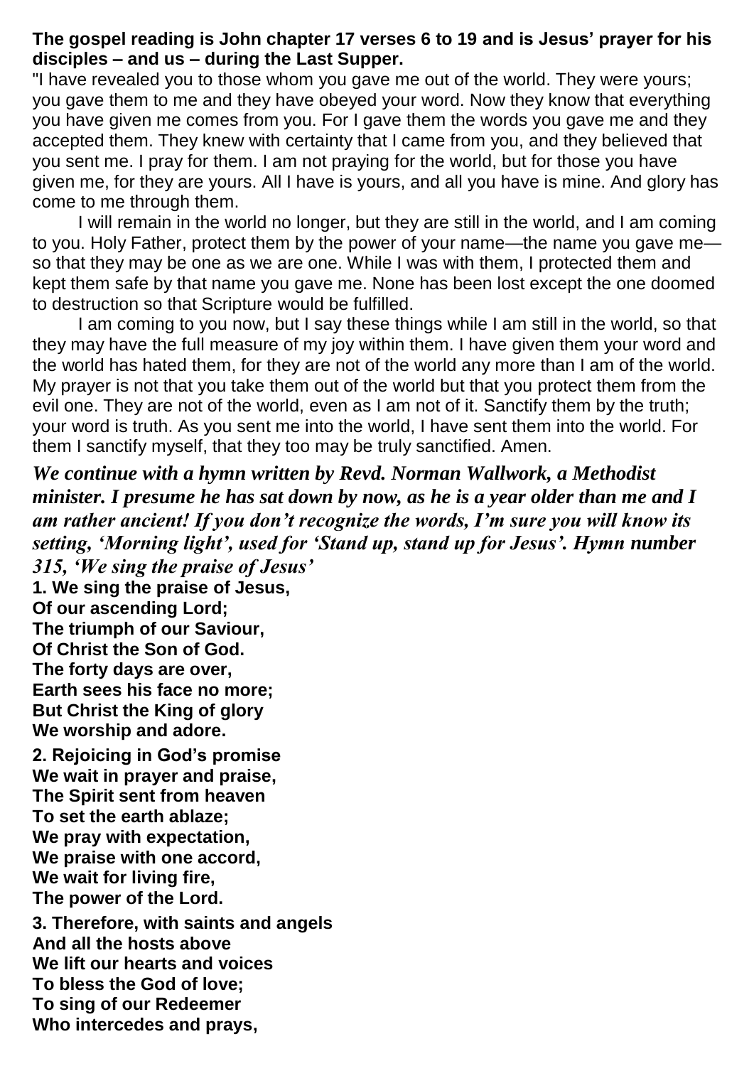**The gospel reading is John chapter 17 verses 6 to 19 and is Jesus' prayer for his disciples – and us – during the Last Supper.**

"I have revealed you to those whom you gave me out of the world. They were yours; you gave them to me and they have obeyed your word. Now they know that everything you have given me comes from you. For I gave them the words you gave me and they accepted them. They knew with certainty that I came from you, and they believed that you sent me. I pray for them. I am not praying for the world, but for those you have given me, for they are yours. All I have is yours, and all you have is mine. And glory has come to me through them.

I will remain in the world no longer, but they are still in the world, and I am coming to you. Holy Father, protect them by the power of your name—the name you gave me—so that they may be one as we are one. While I was with them, I protected them and kept them safe by that name you gave me. None has been lost except the one doomed to destruction so that Scripture would be fulfilled.

I am coming to you now, but I say these things while I am still in the world, so that they may have the full measure of my joy within them. I have given them your word and the world has hated them, for they are not of the world any more than I am of the world. My prayer is not that you take them out of the world but that you protect them from the evil one. They are not of the world, even as I am not of it. Sanctify them by the truth; your word is truth. As you sent me into the world, I have sent them into the world. For them I sanctify myself, that they too may be truly sanctified. Amen.

***We continue with a hymn written by Revd. Norman Wallwork, a Methodist minister. I presume he has sat down by now, as he is a year older than me and I am rather ancient! If you don't recognize the words, I'm sure you will know its setting, 'Morning light', used for 'Stand up, stand up for Jesus'. Hymn number 315, 'We sing the praise of Jesus'***

**1. We sing the praise of Jesus,**
**Of our ascending Lord;**
**The triumph of our Saviour,**
**Of Christ the Son of God.**
**The forty days are over,**
**Earth sees his face no more;**
**But Christ the King of glory**
**We worship and adore.**

**2. Rejoicing in God's promise**
**We wait in prayer and praise,**
**The Spirit sent from heaven**
**To set the earth ablaze;**
**We pray with expectation,**
**We praise with one accord,**
**We wait for living fire,**
**The power of the Lord.**

**3. Therefore, with saints and angels**
**And all the hosts above**
**We lift our hearts and voices**
**To bless the God of love;**
**To sing of our Redeemer**
**Who intercedes and prays,**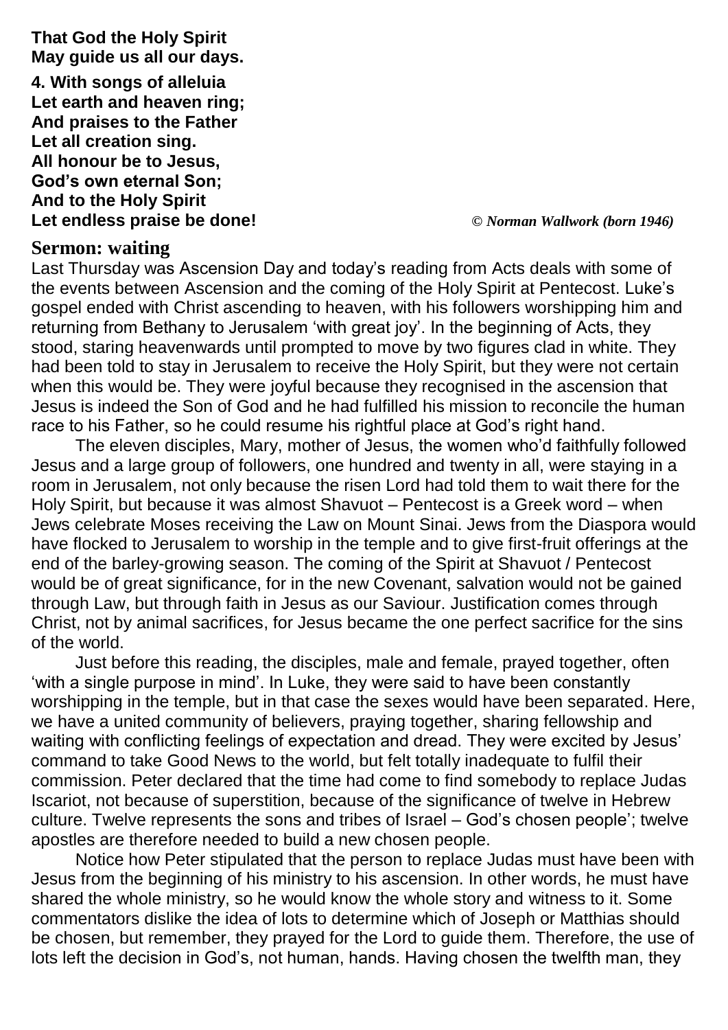**That God the Holy Spirit**
**May guide us all our days.**

**4. With songs of alleluia**
**Let earth and heaven ring;**
**And praises to the Father**
**Let all creation sing.**
**All honour be to Jesus,**
**God's own eternal Son;**
**And to the Holy Spirit**
**Let endless praise be done!** *© Norman Wallwork (born 1946)*

## Sermon: waiting

Last Thursday was Ascension Day and today's reading from Acts deals with some of the events between Ascension and the coming of the Holy Spirit at Pentecost. Luke's gospel ended with Christ ascending to heaven, with his followers worshipping him and returning from Bethany to Jerusalem 'with great joy'. In the beginning of Acts, they stood, staring heavenwards until prompted to move by two figures clad in white. They had been told to stay in Jerusalem to receive the Holy Spirit, but they were not certain when this would be. They were joyful because they recognised in the ascension that Jesus is indeed the Son of God and he had fulfilled his mission to reconcile the human race to his Father, so he could resume his rightful place at God's right hand.

The eleven disciples, Mary, mother of Jesus, the women who'd faithfully followed Jesus and a large group of followers, one hundred and twenty in all, were staying in a room in Jerusalem, not only because the risen Lord had told them to wait there for the Holy Spirit, but because it was almost Shavuot – Pentecost is a Greek word – when Jews celebrate Moses receiving the Law on Mount Sinai. Jews from the Diaspora would have flocked to Jerusalem to worship in the temple and to give first-fruit offerings at the end of the barley-growing season. The coming of the Spirit at Shavuot / Pentecost would be of great significance, for in the new Covenant, salvation would not be gained through Law, but through faith in Jesus as our Saviour. Justification comes through Christ, not by animal sacrifices, for Jesus became the one perfect sacrifice for the sins of the world.

Just before this reading, the disciples, male and female, prayed together, often 'with a single purpose in mind'. In Luke, they were said to have been constantly worshipping in the temple, but in that case the sexes would have been separated. Here, we have a united community of believers, praying together, sharing fellowship and waiting with conflicting feelings of expectation and dread. They were excited by Jesus' command to take Good News to the world, but felt totally inadequate to fulfil their commission. Peter declared that the time had come to find somebody to replace Judas Iscariot, not because of superstition, because of the significance of twelve in Hebrew culture. Twelve represents the sons and tribes of Israel – God's chosen people'; twelve apostles are therefore needed to build a new chosen people.

Notice how Peter stipulated that the person to replace Judas must have been with Jesus from the beginning of his ministry to his ascension. In other words, he must have shared the whole ministry, so he would know the whole story and witness to it. Some commentators dislike the idea of lots to determine which of Joseph or Matthias should be chosen, but remember, they prayed for the Lord to guide them. Therefore, the use of lots left the decision in God's, not human, hands. Having chosen the twelfth man, they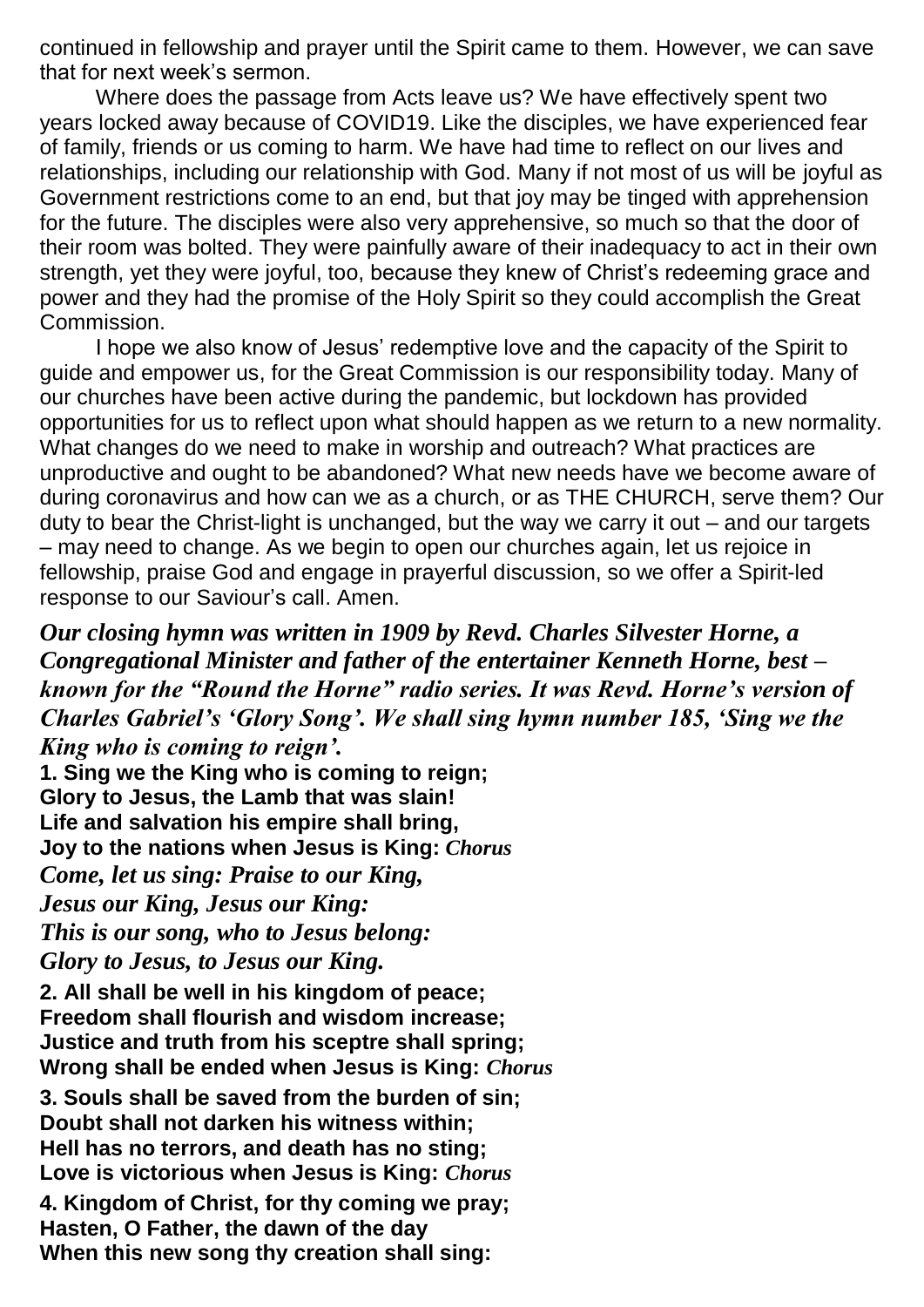continued in fellowship and prayer until the Spirit came to them. However, we can save that for next week's sermon.

Where does the passage from Acts leave us? We have effectively spent two years locked away because of COVID19. Like the disciples, we have experienced fear of family, friends or us coming to harm. We have had time to reflect on our lives and relationships, including our relationship with God. Many if not most of us will be joyful as Government restrictions come to an end, but that joy may be tinged with apprehension for the future. The disciples were also very apprehensive, so much so that the door of their room was bolted. They were painfully aware of their inadequacy to act in their own strength, yet they were joyful, too, because they knew of Christ's redeeming grace and power and they had the promise of the Holy Spirit so they could accomplish the Great Commission.

I hope we also know of Jesus' redemptive love and the capacity of the Spirit to guide and empower us, for the Great Commission is our responsibility today. Many of our churches have been active during the pandemic, but lockdown has provided opportunities for us to reflect upon what should happen as we return to a new normality. What changes do we need to make in worship and outreach? What practices are unproductive and ought to be abandoned? What new needs have we become aware of during coronavirus and how can we as a church, or as THE CHURCH, serve them? Our duty to bear the Christ-light is unchanged, but the way we carry it out – and our targets – may need to change. As we begin to open our churches again, let us rejoice in fellowship, praise God and engage in prayerful discussion, so we offer a Spirit-led response to our Saviour's call. Amen.

***Our closing hymn was written in 1909 by Revd. Charles Silvester Horne, a Congregational Minister and father of the entertainer Kenneth Horne, best – known for the "Round the Horne" radio series. It was Revd. Horne's version of Charles Gabriel's 'Glory Song'. We shall sing hymn number 185, 'Sing we the King who is coming to reign'.***

**1. Sing we the King who is coming to reign;**
**Glory to Jesus, the Lamb that was slain!**
**Life and salvation his empire shall bring,**
**Joy to the nations when Jesus is King:** ***Chorus***
***Come, let us sing: Praise to our King,***
***Jesus our King, Jesus our King:***
***This is our song, who to Jesus belong:***
***Glory to Jesus, to Jesus our King.***

**2. All shall be well in his kingdom of peace;**
**Freedom shall flourish and wisdom increase;**
**Justice and truth from his sceptre shall spring;**
**Wrong shall be ended when Jesus is King:** ***Chorus***

**3. Souls shall be saved from the burden of sin;**
**Doubt shall not darken his witness within;**
**Hell has no terrors, and death has no sting;**
**Love is victorious when Jesus is King:** ***Chorus***

**4. Kingdom of Christ, for thy coming we pray;**
**Hasten, O Father, the dawn of the day**
**When this new song thy creation shall sing:**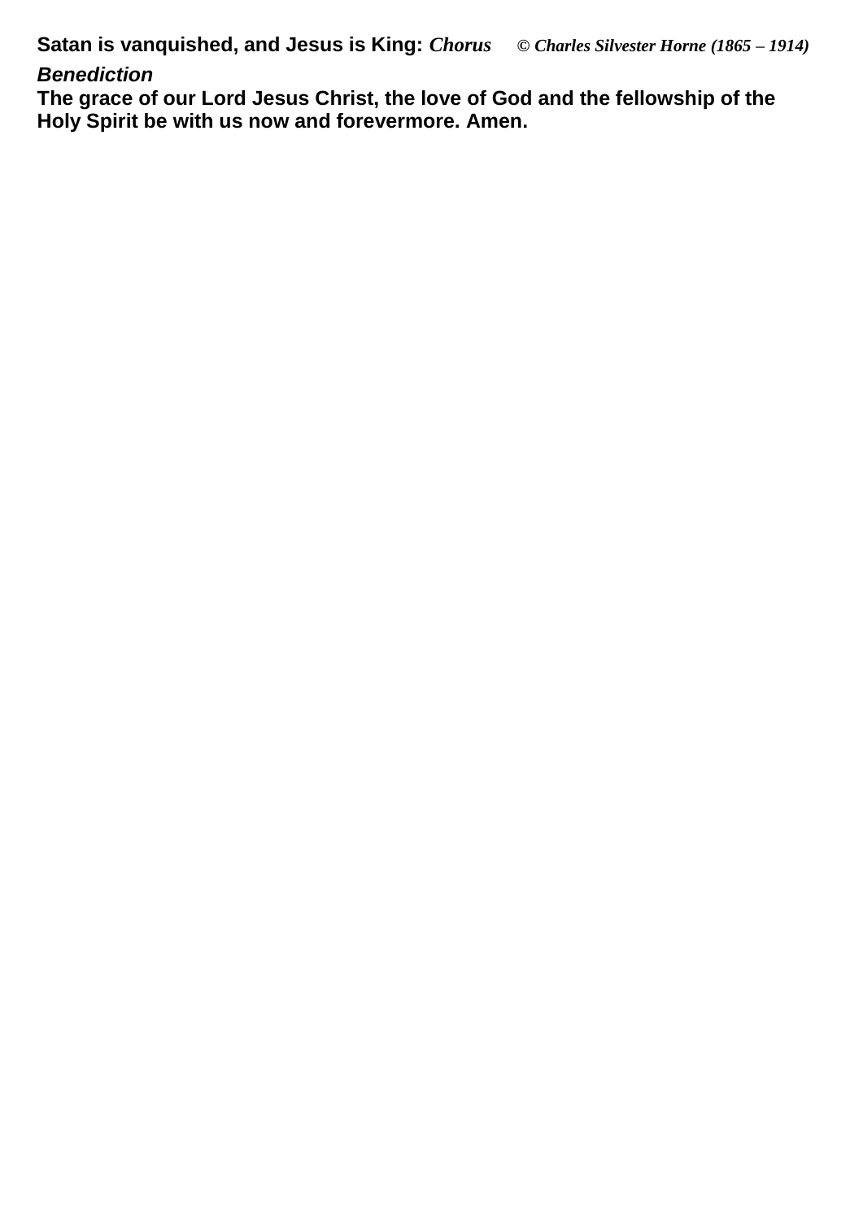**Satan is vanquished, and Jesus is King:** ***Chorus*** *© Charles Silvester Horne (1865 – 1914)*

***Benediction***

**The grace of our Lord Jesus Christ, the love of God and the fellowship of the Holy Spirit be with us now and forevermore. Amen.**